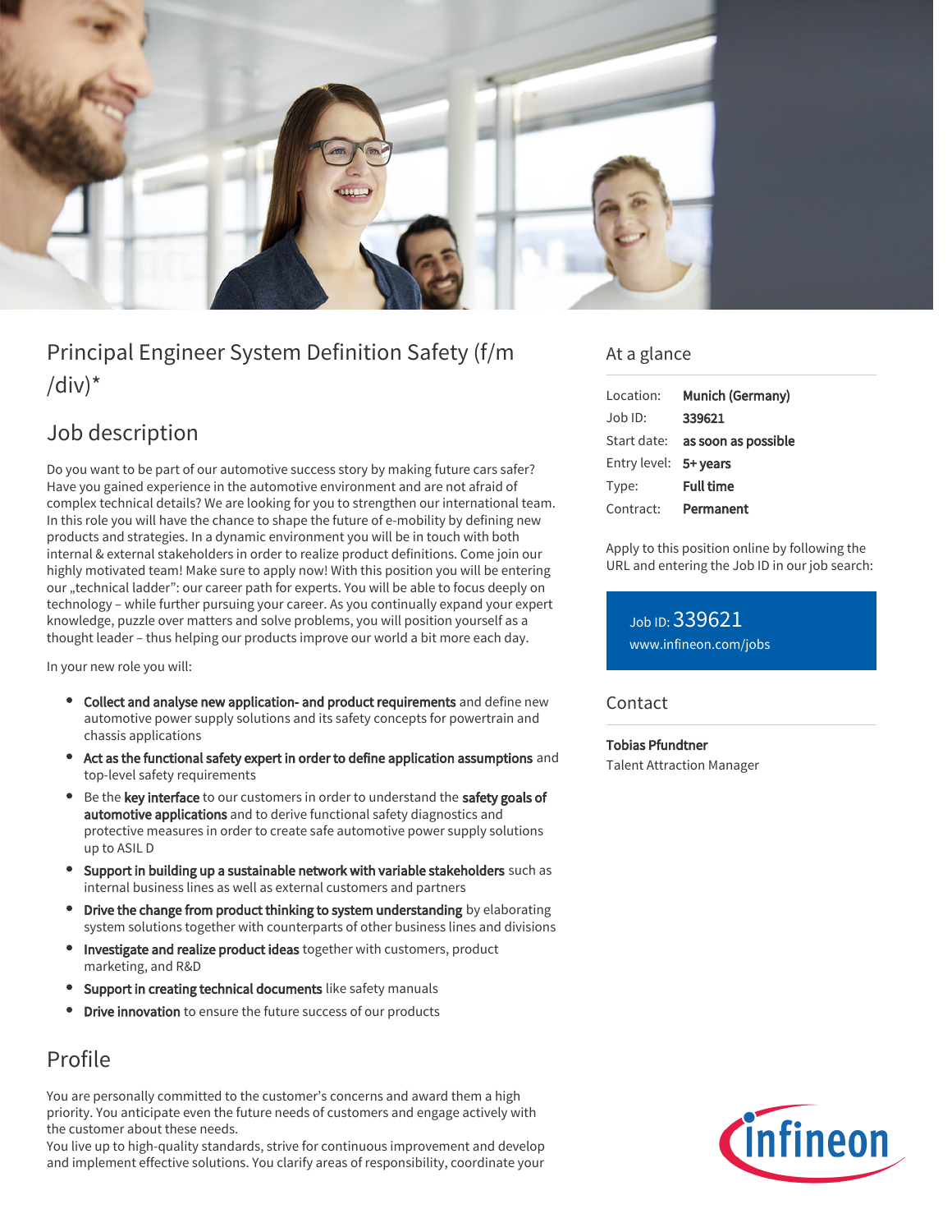# Principal Engineer System Definition Safety (f/m/div)*

## Job description

Do you want to be part of our automotive success story by making future cars safer? Have you gained experience in the automotive environment and are not afraid of complex technical details? We are looking for you to strengthen our international team. In this role you will have the chance to shape the future of e-mobility by defining new products and strategies. In a dynamic environment you will be in touch with both internal & external stakeholders in order to realize product definitions. Come join our highly motivated team! Make sure to apply now! With this position you will be entering our „technical ladder": our career path for experts. You will be able to focus deeply on technology – while further pursuing your career. As you continually expand your expert knowledge, puzzle over matters and solve problems, you will position yourself as a thought leader – thus helping our products improve our world a bit more each day.

In your new role you will:

- **Collect and analyse new application- and product requirements** and define new automotive power supply solutions and its safety concepts for powertrain and chassis applications
- **Act as the functional safety expert in order to define application assumptions** and top-level safety requirements
- Be the **key interface** to our customers in order to understand the **safety goals of automotive applications** and to derive functional safety diagnostics and protective measures in order to create safe automotive power supply solutions up to ASIL D
- **Support in building up a sustainable network with variable stakeholders** such as internal business lines as well as external customers and partners
- **Drive the change from product thinking to system understanding** by elaborating system solutions together with counterparts of other business lines and divisions
- **Investigate and realize product ideas** together with customers, product marketing, and R&D
- **Support in creating technical documents** like safety manuals
- **Drive innovation** to ensure the future success of our products

## Profile

You are personally committed to the customer's concerns and award them a high priority. You anticipate even the future needs of customers and engage actively with the customer about these needs.
You live up to high-quality standards, strive for continuous improvement and develop and implement effective solutions. You clarify areas of responsibility, coordinate your

## At a glance

| | |
|---|---|
| Location: | **Munich (Germany)** |
| Job ID: | **339621** |
| Start date: | **as soon as possible** |
| Entry level: | **5+ years** |
| Type: | **Full time** |
| Contract: | **Permanent** |

Apply to this position online by following the URL and entering the Job ID in our job search:

Job ID: 339621
www.infineon.com/jobs

## Contact

**Tobias Pfundtner**
Talent Attraction Manager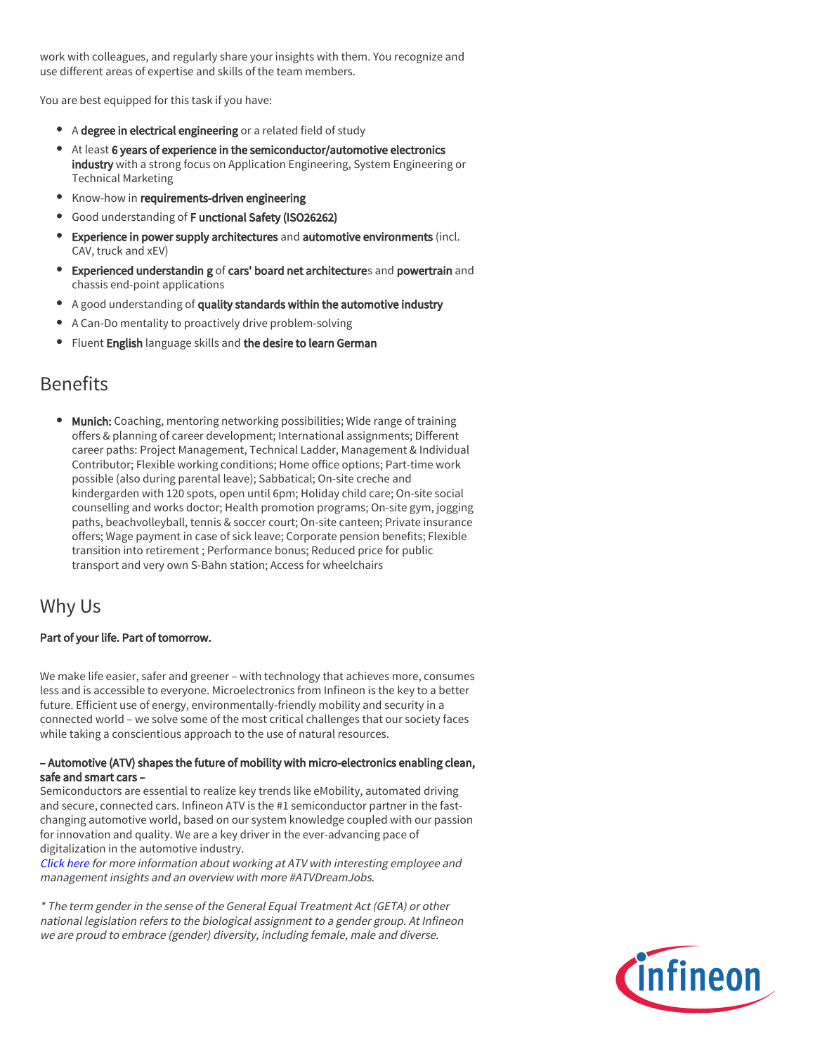work with colleagues, and regularly share your insights with them. You recognize and use different areas of expertise and skills of the team members.

You are best equipped for this task if you have:

- A **degree in electrical engineering** or a related field of study
- At least **6 years of experience in the semiconductor/automotive electronics industry** with a strong focus on Application Engineering, System Engineering or Technical Marketing
- Know-how in **requirements-driven engineering**
- Good understanding of **F unctional Safety (ISO26262)**
- **Experience in power supply architectures** and **automotive environments** (incl. CAV, truck and xEV)
- **Experienced understandin g** of **cars' board net architecture**s and **powertrain** and chassis end-point applications
- A good understanding of **quality standards within the automotive industry**
- A Can-Do mentality to proactively drive problem-solving
- Fluent **English** language skills and **the desire to learn German**

## Benefits

- **Munich:** Coaching, mentoring networking possibilities; Wide range of training offers & planning of career development; International assignments; Different career paths: Project Management, Technical Ladder, Management & Individual Contributor; Flexible working conditions; Home office options; Part-time work possible (also during parental leave); Sabbatical; On-site creche and kindergarden with 120 spots, open until 6pm; Holiday child care; On-site social counselling and works doctor; Health promotion programs; On-site gym, jogging paths, beachvolleyball, tennis & soccer court; On-site canteen; Private insurance offers; Wage payment in case of sick leave; Corporate pension benefits; Flexible transition into retirement ; Performance bonus; Reduced price for public transport and very own S-Bahn station; Access for wheelchairs

## Why Us

**Part of your life. Part of tomorrow.**

We make life easier, safer and greener – with technology that achieves more, consumes less and is accessible to everyone. Microelectronics from Infineon is the key to a better future. Efficient use of energy, environmentally-friendly mobility and security in a connected world – we solve some of the most critical challenges that our society faces while taking a conscientious approach to the use of natural resources.

**– Automotive (ATV) shapes the future of mobility with micro-electronics enabling clean, safe and smart cars –**
Semiconductors are essential to realize key trends like eMobility, automated driving and secure, connected cars. Infineon ATV is the #1 semiconductor partner in the fast-changing automotive world, based on our system knowledge coupled with our passion for innovation and quality. We are a key driver in the ever-advancing pace of digitalization in the automotive industry.
*Click here for more information about working at ATV with interesting employee and management insights and an overview with more #ATVDreamJobs.*

*\* The term gender in the sense of the General Equal Treatment Act (GETA) or other national legislation refers to the biological assignment to a gender group. At Infineon we are proud to embrace (gender) diversity, including female, male and diverse.*